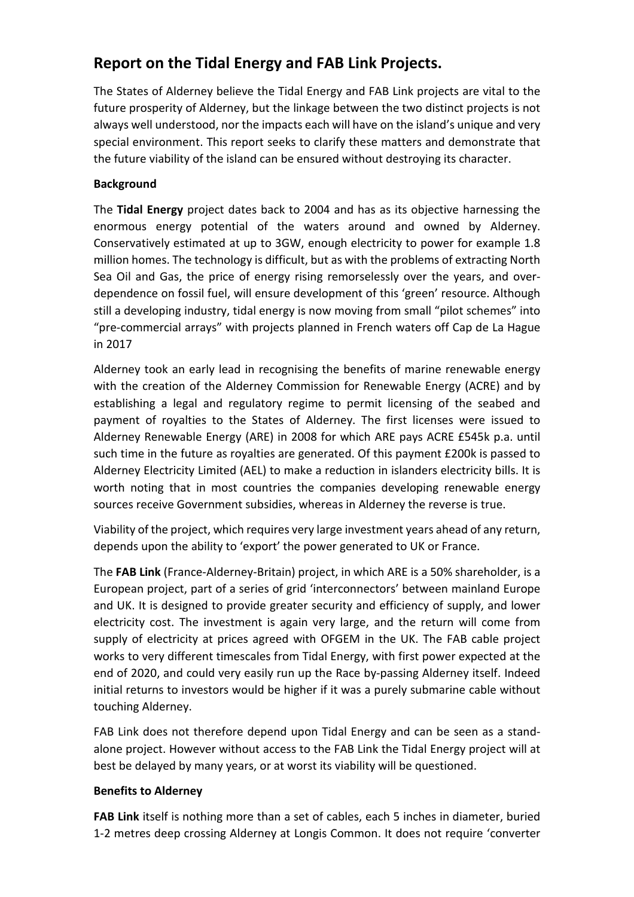# Report on the Tidal Energy and FAB Link Projects.

The States of Alderney believe the Tidal Energy and FAB Link projects are vital to the future prosperity of Alderney, but the linkage between the two distinct projects is not always well understood, nor the impacts each will have on the island's unique and very special environment. This report seeks to clarify these matters and demonstrate that the future viability of the island can be ensured without destroying its character.

**Background**

The **Tidal Energy** project dates back to 2004 and has as its objective harnessing the enormous energy potential of the waters around and owned by Alderney. Conservatively estimated at up to 3GW, enough electricity to power for example 1.8 million homes. The technology is difficult, but as with the problems of extracting North Sea Oil and Gas, the price of energy rising remorselessly over the years, and over-dependence on fossil fuel, will ensure development of this 'green' resource. Although still a developing industry, tidal energy is now moving from small "pilot schemes" into "pre-commercial arrays" with projects planned in French waters off Cap de La Hague in 2017

Alderney took an early lead in recognising the benefits of marine renewable energy with the creation of the Alderney Commission for Renewable Energy (ACRE) and by establishing a legal and regulatory regime to permit licensing of the seabed and payment of royalties to the States of Alderney. The first licenses were issued to Alderney Renewable Energy (ARE) in 2008 for which ARE pays ACRE £545k p.a. until such time in the future as royalties are generated. Of this payment £200k is passed to Alderney Electricity Limited (AEL) to make a reduction in islanders electricity bills. It is worth noting that in most countries the companies developing renewable energy sources receive Government subsidies, whereas in Alderney the reverse is true.

Viability of the project, which requires very large investment years ahead of any return, depends upon the ability to 'export' the power generated to UK or France.

The **FAB Link** (France-Alderney-Britain) project, in which ARE is a 50% shareholder, is a European project, part of a series of grid 'interconnectors' between mainland Europe and UK. It is designed to provide greater security and efficiency of supply, and lower electricity cost. The investment is again very large, and the return will come from supply of electricity at prices agreed with OFGEM in the UK. The FAB cable project works to very different timescales from Tidal Energy, with first power expected at the end of 2020, and could very easily run up the Race by-passing Alderney itself. Indeed initial returns to investors would be higher if it was a purely submarine cable without touching Alderney.

FAB Link does not therefore depend upon Tidal Energy and can be seen as a stand-alone project. However without access to the FAB Link the Tidal Energy project will at best be delayed by many years, or at worst its viability will be questioned.

**Benefits to Alderney**

**FAB Link** itself is nothing more than a set of cables, each 5 inches in diameter, buried 1-2 metres deep crossing Alderney at Longis Common. It does not require 'converter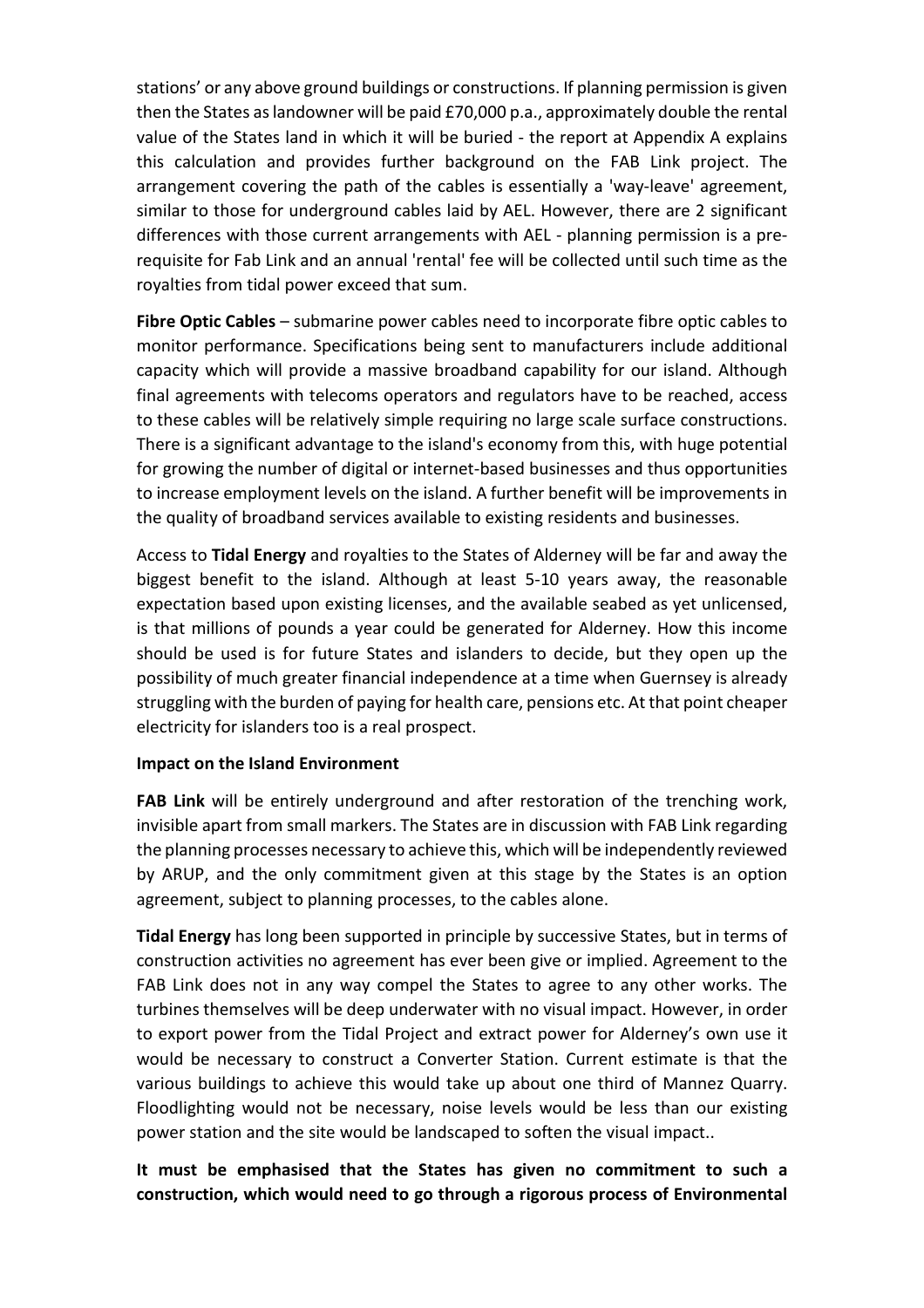stations' or any above ground buildings or constructions. If planning permission is given then the States as landowner will be paid £70,000 p.a., approximately double the rental value of the States land in which it will be buried - the report at Appendix A explains this calculation and provides further background on the FAB Link project. The arrangement covering the path of the cables is essentially a 'way-leave' agreement, similar to those for underground cables laid by AEL. However, there are 2 significant differences with those current arrangements with AEL - planning permission is a pre-requisite for Fab Link and an annual 'rental' fee will be collected until such time as the royalties from tidal power exceed that sum.

**Fibre Optic Cables** – submarine power cables need to incorporate fibre optic cables to monitor performance. Specifications being sent to manufacturers include additional capacity which will provide a massive broadband capability for our island. Although final agreements with telecoms operators and regulators have to be reached, access to these cables will be relatively simple requiring no large scale surface constructions. There is a significant advantage to the island's economy from this, with huge potential for growing the number of digital or internet-based businesses and thus opportunities to increase employment levels on the island. A further benefit will be improvements in the quality of broadband services available to existing residents and businesses.

Access to **Tidal Energy** and royalties to the States of Alderney will be far and away the biggest benefit to the island. Although at least 5-10 years away, the reasonable expectation based upon existing licenses, and the available seabed as yet unlicensed, is that millions of pounds a year could be generated for Alderney. How this income should be used is for future States and islanders to decide, but they open up the possibility of much greater financial independence at a time when Guernsey is already struggling with the burden of paying for health care, pensions etc. At that point cheaper electricity for islanders too is a real prospect.

**Impact on the Island Environment**

**FAB Link** will be entirely underground and after restoration of the trenching work, invisible apart from small markers. The States are in discussion with FAB Link regarding the planning processes necessary to achieve this, which will be independently reviewed by ARUP, and the only commitment given at this stage by the States is an option agreement, subject to planning processes, to the cables alone.

**Tidal Energy** has long been supported in principle by successive States, but in terms of construction activities no agreement has ever been give or implied. Agreement to the FAB Link does not in any way compel the States to agree to any other works. The turbines themselves will be deep underwater with no visual impact. However, in order to export power from the Tidal Project and extract power for Alderney's own use it would be necessary to construct a Converter Station. Current estimate is that the various buildings to achieve this would take up about one third of Mannez Quarry. Floodlighting would not be necessary, noise levels would be less than our existing power station and the site would be landscaped to soften the visual impact..

**It must be emphasised that the States has given no commitment to such a construction, which would need to go through a rigorous process of Environmental**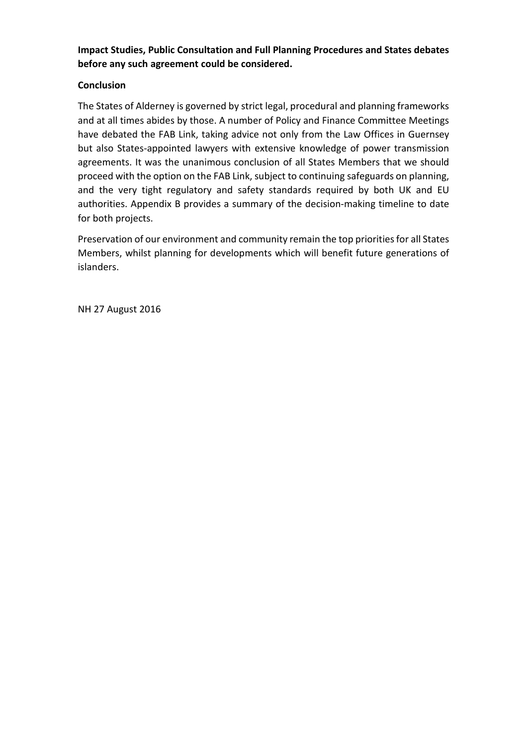**Impact Studies, Public Consultation and Full Planning Procedures and States debates before any such agreement could be considered.**

**Conclusion**

The States of Alderney is governed by strict legal, procedural and planning frameworks and at all times abides by those. A number of Policy and Finance Committee Meetings have debated the FAB Link, taking advice not only from the Law Offices in Guernsey but also States-appointed lawyers with extensive knowledge of power transmission agreements. It was the unanimous conclusion of all States Members that we should proceed with the option on the FAB Link, subject to continuing safeguards on planning, and the very tight regulatory and safety standards required by both UK and EU authorities. Appendix B provides a summary of the decision-making timeline to date for both projects.

Preservation of our environment and community remain the top priorities for all States Members, whilst planning for developments which will benefit future generations of islanders.

NH 27 August 2016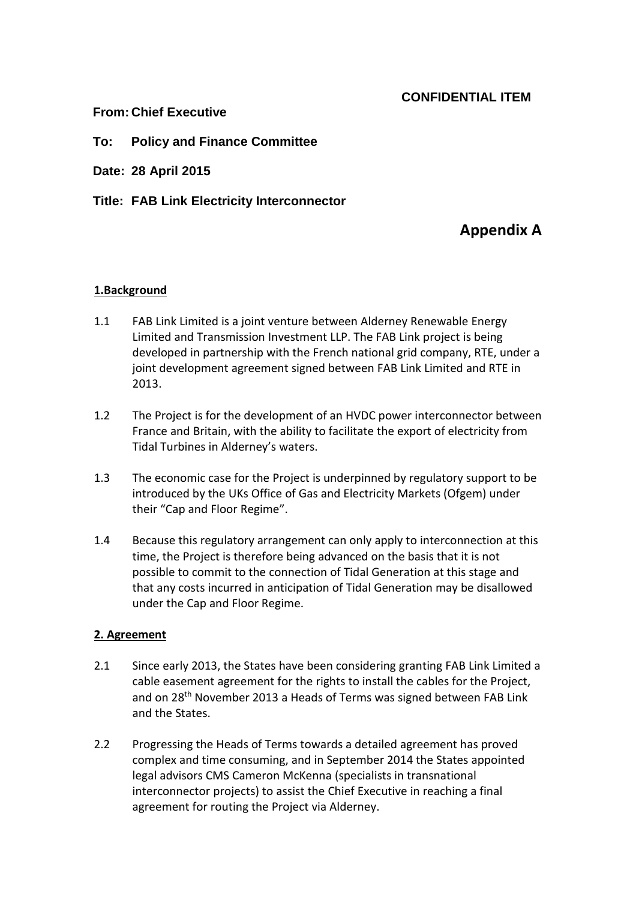**CONFIDENTIAL ITEM**

**From: Chief Executive**

**To: Policy and Finance Committee**

**Date: 28 April 2015**

**Title: FAB Link Electricity Interconnector**

# Appendix A

## 1.Background

1.1 FAB Link Limited is a joint venture between Alderney Renewable Energy Limited and Transmission Investment LLP. The FAB Link project is being developed in partnership with the French national grid company, RTE, under a joint development agreement signed between FAB Link Limited and RTE in 2013.

1.2 The Project is for the development of an HVDC power interconnector between France and Britain, with the ability to facilitate the export of electricity from Tidal Turbines in Alderney's waters.

1.3 The economic case for the Project is underpinned by regulatory support to be introduced by the UKs Office of Gas and Electricity Markets (Ofgem) under their "Cap and Floor Regime".

1.4 Because this regulatory arrangement can only apply to interconnection at this time, the Project is therefore being advanced on the basis that it is not possible to commit to the connection of Tidal Generation at this stage and that any costs incurred in anticipation of Tidal Generation may be disallowed under the Cap and Floor Regime.

## 2. Agreement

2.1 Since early 2013, the States have been considering granting FAB Link Limited a cable easement agreement for the rights to install the cables for the Project, and on 28th November 2013 a Heads of Terms was signed between FAB Link and the States.

2.2 Progressing the Heads of Terms towards a detailed agreement has proved complex and time consuming, and in September 2014 the States appointed legal advisors CMS Cameron McKenna (specialists in transnational interconnector projects) to assist the Chief Executive in reaching a final agreement for routing the Project via Alderney.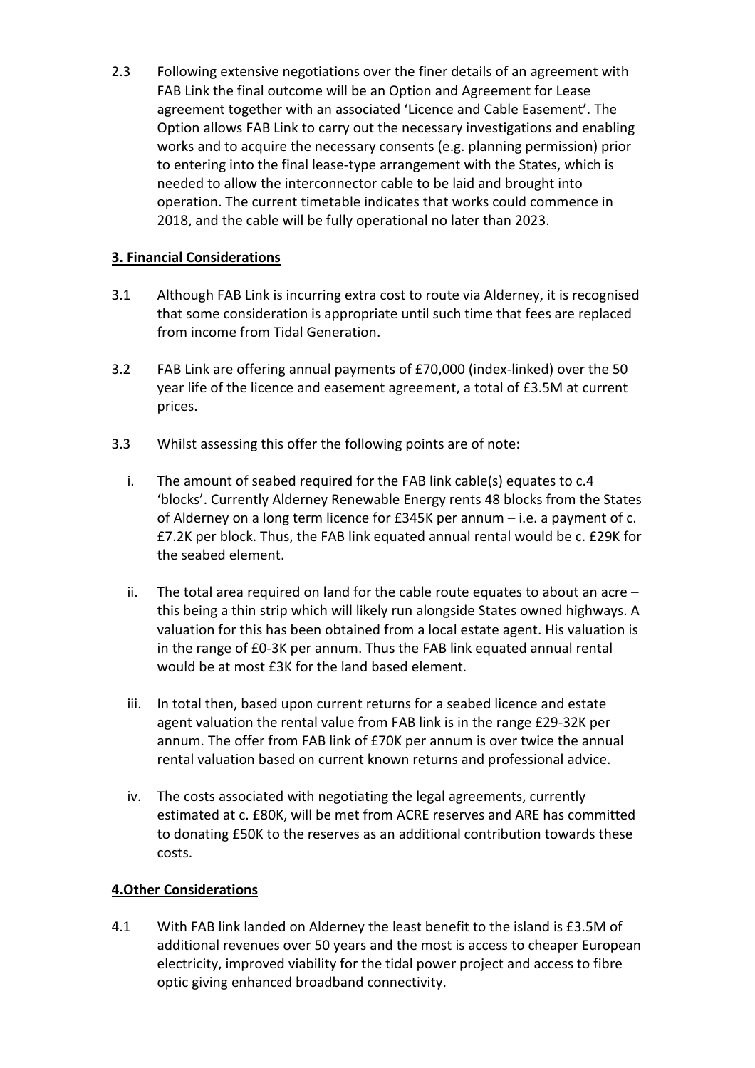2.3 Following extensive negotiations over the finer details of an agreement with FAB Link the final outcome will be an Option and Agreement for Lease agreement together with an associated 'Licence and Cable Easement'. The Option allows FAB Link to carry out the necessary investigations and enabling works and to acquire the necessary consents (e.g. planning permission) prior to entering into the final lease-type arrangement with the States, which is needed to allow the interconnector cable to be laid and brought into operation. The current timetable indicates that works could commence in 2018, and the cable will be fully operational no later than 2023.

## 3. Financial Considerations

3.1 Although FAB Link is incurring extra cost to route via Alderney, it is recognised that some consideration is appropriate until such time that fees are replaced from income from Tidal Generation.

3.2 FAB Link are offering annual payments of £70,000 (index-linked) over the 50 year life of the licence and easement agreement, a total of £3.5M at current prices.

3.3 Whilst assessing this offer the following points are of note:

i. The amount of seabed required for the FAB link cable(s) equates to c.4 'blocks'. Currently Alderney Renewable Energy rents 48 blocks from the States of Alderney on a long term licence for £345K per annum – i.e. a payment of c. £7.2K per block. Thus, the FAB link equated annual rental would be c. £29K for the seabed element.

ii. The total area required on land for the cable route equates to about an acre – this being a thin strip which will likely run alongside States owned highways. A valuation for this has been obtained from a local estate agent. His valuation is in the range of £0-3K per annum. Thus the FAB link equated annual rental would be at most £3K for the land based element.

iii. In total then, based upon current returns for a seabed licence and estate agent valuation the rental value from FAB link is in the range £29-32K per annum. The offer from FAB link of £70K per annum is over twice the annual rental valuation based on current known returns and professional advice.

iv. The costs associated with negotiating the legal agreements, currently estimated at c. £80K, will be met from ACRE reserves and ARE has committed to donating £50K to the reserves as an additional contribution towards these costs.

## 4.Other Considerations

4.1 With FAB link landed on Alderney the least benefit to the island is £3.5M of additional revenues over 50 years and the most is access to cheaper European electricity, improved viability for the tidal power project and access to fibre optic giving enhanced broadband connectivity.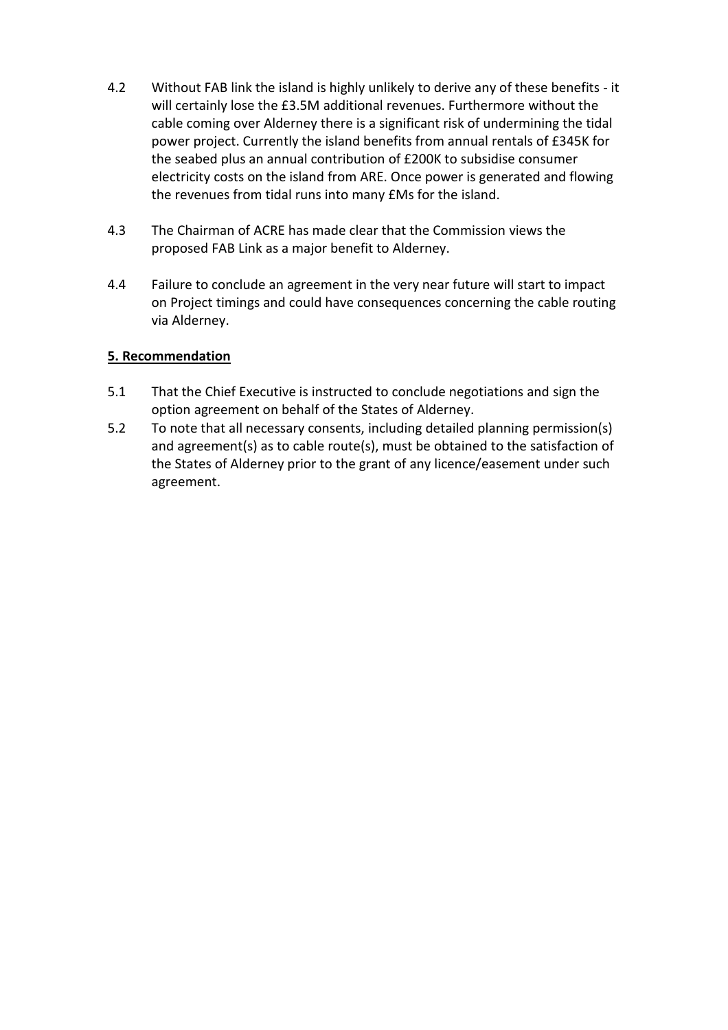4.2 Without FAB link the island is highly unlikely to derive any of these benefits - it will certainly lose the £3.5M additional revenues. Furthermore without the cable coming over Alderney there is a significant risk of undermining the tidal power project. Currently the island benefits from annual rentals of £345K for the seabed plus an annual contribution of £200K to subsidise consumer electricity costs on the island from ARE. Once power is generated and flowing the revenues from tidal runs into many £Ms for the island.

4.3 The Chairman of ACRE has made clear that the Commission views the proposed FAB Link as a major benefit to Alderney.

4.4 Failure to conclude an agreement in the very near future will start to impact on Project timings and could have consequences concerning the cable routing via Alderney.

## 5. Recommendation

5.1 That the Chief Executive is instructed to conclude negotiations and sign the option agreement on behalf of the States of Alderney.

5.2 To note that all necessary consents, including detailed planning permission(s) and agreement(s) as to cable route(s), must be obtained to the satisfaction of the States of Alderney prior to the grant of any licence/easement under such agreement.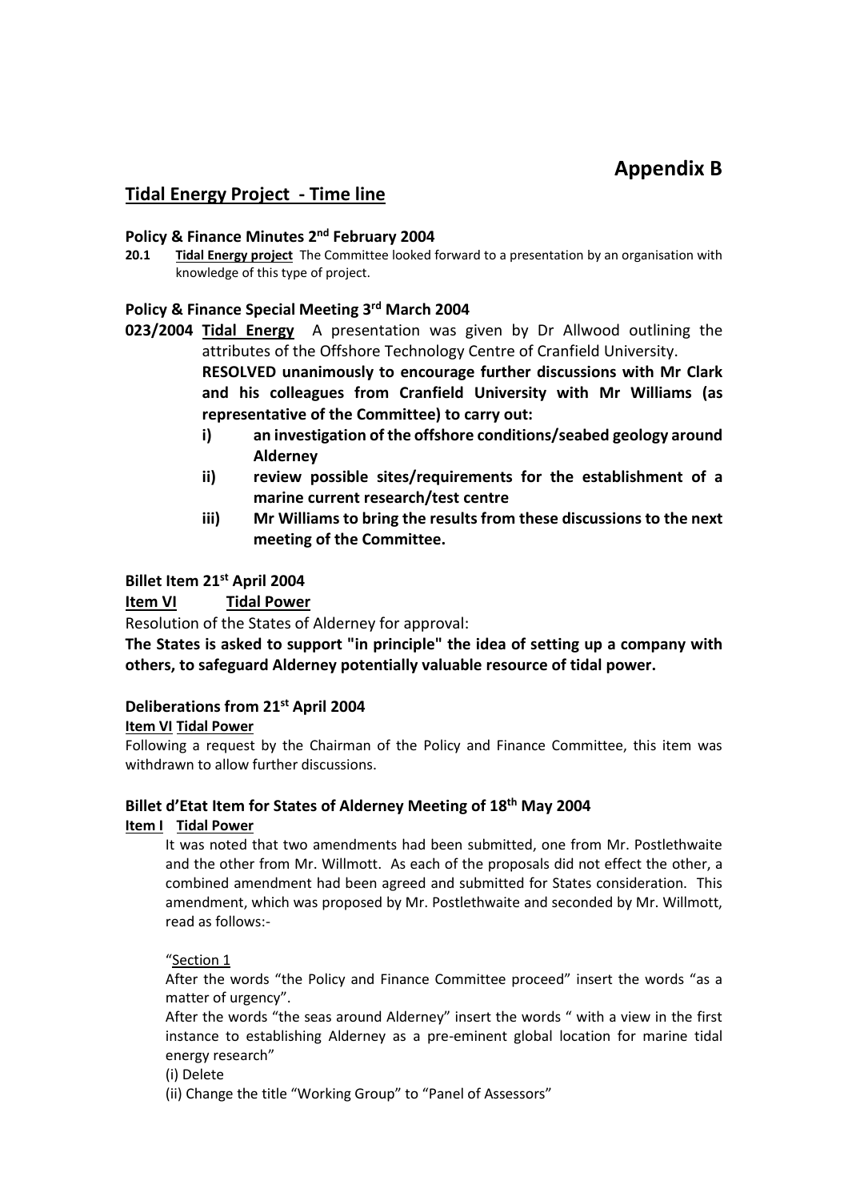# Appendix B

## Tidal Energy Project - Time line

### Policy & Finance Minutes 2nd February 2004

**20.1** **Tidal Energy project** The Committee looked forward to a presentation by an organisation with knowledge of this type of project.

### Policy & Finance Special Meeting 3rd March 2004

**023/2004** **Tidal Energy** A presentation was given by Dr Allwood outlining the attributes of the Offshore Technology Centre of Cranfield University.

**RESOLVED unanimously to encourage further discussions with Mr Clark and his colleagues from Cranfield University with Mr Williams (as representative of the Committee) to carry out:**

- **i) an investigation of the offshore conditions/seabed geology around Alderney**
- **ii) review possible sites/requirements for the establishment of a marine current research/test centre**
- **iii) Mr Williams to bring the results from these discussions to the next meeting of the Committee.**

### Billet Item 21st April 2004

**Item VI** **Tidal Power**

Resolution of the States of Alderney for approval:

**The States is asked to support "in principle" the idea of setting up a company with others, to safeguard Alderney potentially valuable resource of tidal power.**

### Deliberations from 21st April 2004

**Item VI Tidal Power**

Following a request by the Chairman of the Policy and Finance Committee, this item was withdrawn to allow further discussions.

### Billet d'Etat Item for States of Alderney Meeting of 18th May 2004

**Item I** **Tidal Power**

It was noted that two amendments had been submitted, one from Mr. Postlethwaite and the other from Mr. Willmott. As each of the proposals did not effect the other, a combined amendment had been agreed and submitted for States consideration. This amendment, which was proposed by Mr. Postlethwaite and seconded by Mr. Willmott, read as follows:-

"Section 1

After the words "the Policy and Finance Committee proceed" insert the words "as a matter of urgency".

After the words "the seas around Alderney" insert the words " with a view in the first instance to establishing Alderney as a pre-eminent global location for marine tidal energy research"

(i) Delete

(ii) Change the title "Working Group" to "Panel of Assessors"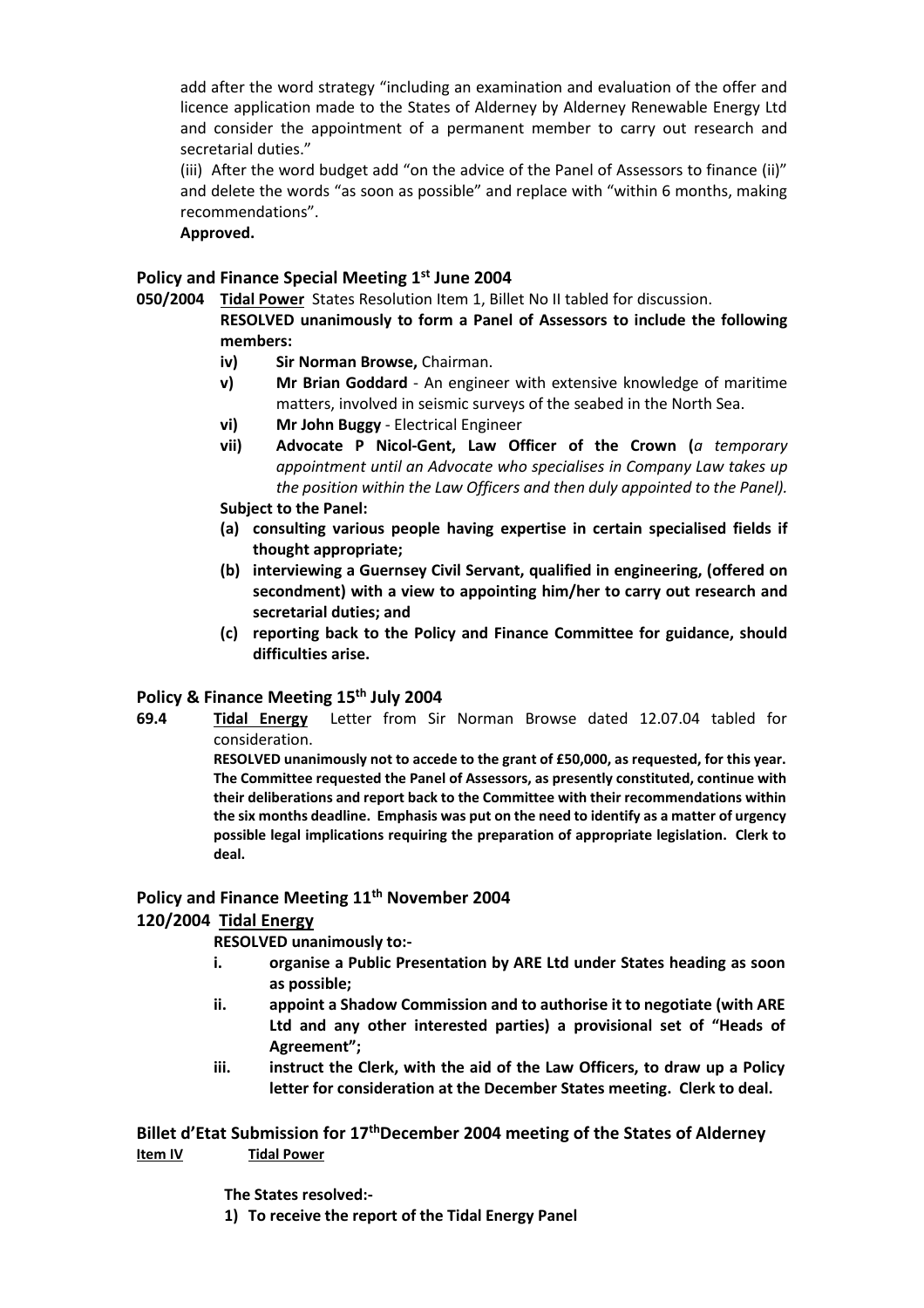add after the word strategy "including an examination and evaluation of the offer and licence application made to the States of Alderney by Alderney Renewable Energy Ltd and consider the appointment of a permanent member to carry out research and secretarial duties."

(iii) After the word budget add "on the advice of the Panel of Assessors to finance (ii)" and delete the words "as soon as possible" and replace with "within 6 months, making recommendations".

**Approved.**

## Policy and Finance Special Meeting 1st June 2004

**050/2004** **Tidal Power** States Resolution Item 1, Billet No II tabled for discussion.

**RESOLVED unanimously to form a Panel of Assessors to include the following members:**

- **iv)** **Sir Norman Browse,** Chairman.
- **v)** **Mr Brian Goddard** - An engineer with extensive knowledge of maritime matters, involved in seismic surveys of the seabed in the North Sea.
- **vi)** **Mr John Buggy** - Electrical Engineer
- **vii)** **Advocate P Nicol-Gent, Law Officer of the Crown (***a temporary appointment until an Advocate who specialises in Company Law takes up the position within the Law Officers and then duly appointed to the Panel).*

**Subject to the Panel:**

- **(a) consulting various people having expertise in certain specialised fields if thought appropriate;**
- **(b) interviewing a Guernsey Civil Servant, qualified in engineering, (offered on secondment) with a view to appointing him/her to carry out research and secretarial duties; and**
- **(c) reporting back to the Policy and Finance Committee for guidance, should difficulties arise.**

## Policy & Finance Meeting 15th July 2004

**69.4** **Tidal Energy** Letter from Sir Norman Browse dated 12.07.04 tabled for consideration.

**RESOLVED unanimously not to accede to the grant of £50,000, as requested, for this year. The Committee requested the Panel of Assessors, as presently constituted, continue with their deliberations and report back to the Committee with their recommendations within the six months deadline. Emphasis was put on the need to identify as a matter of urgency possible legal implications requiring the preparation of appropriate legislation. Clerk to deal.**

## Policy and Finance Meeting 11th November 2004

## 120/2004 Tidal Energy

**RESOLVED unanimously to:-**

- **i.** **organise a Public Presentation by ARE Ltd under States heading as soon as possible;**
- **ii.** **appoint a Shadow Commission and to authorise it to negotiate (with ARE Ltd and any other interested parties) a provisional set of "Heads of Agreement";**
- **iii.** **instruct the Clerk, with the aid of the Law Officers, to draw up a Policy letter for consideration at the December States meeting. Clerk to deal.**

## Billet d'Etat Submission for 17thDecember 2004 meeting of the States of Alderney

**Item IV** **Tidal Power**

**The States resolved:-**

1) **To receive the report of the Tidal Energy Panel**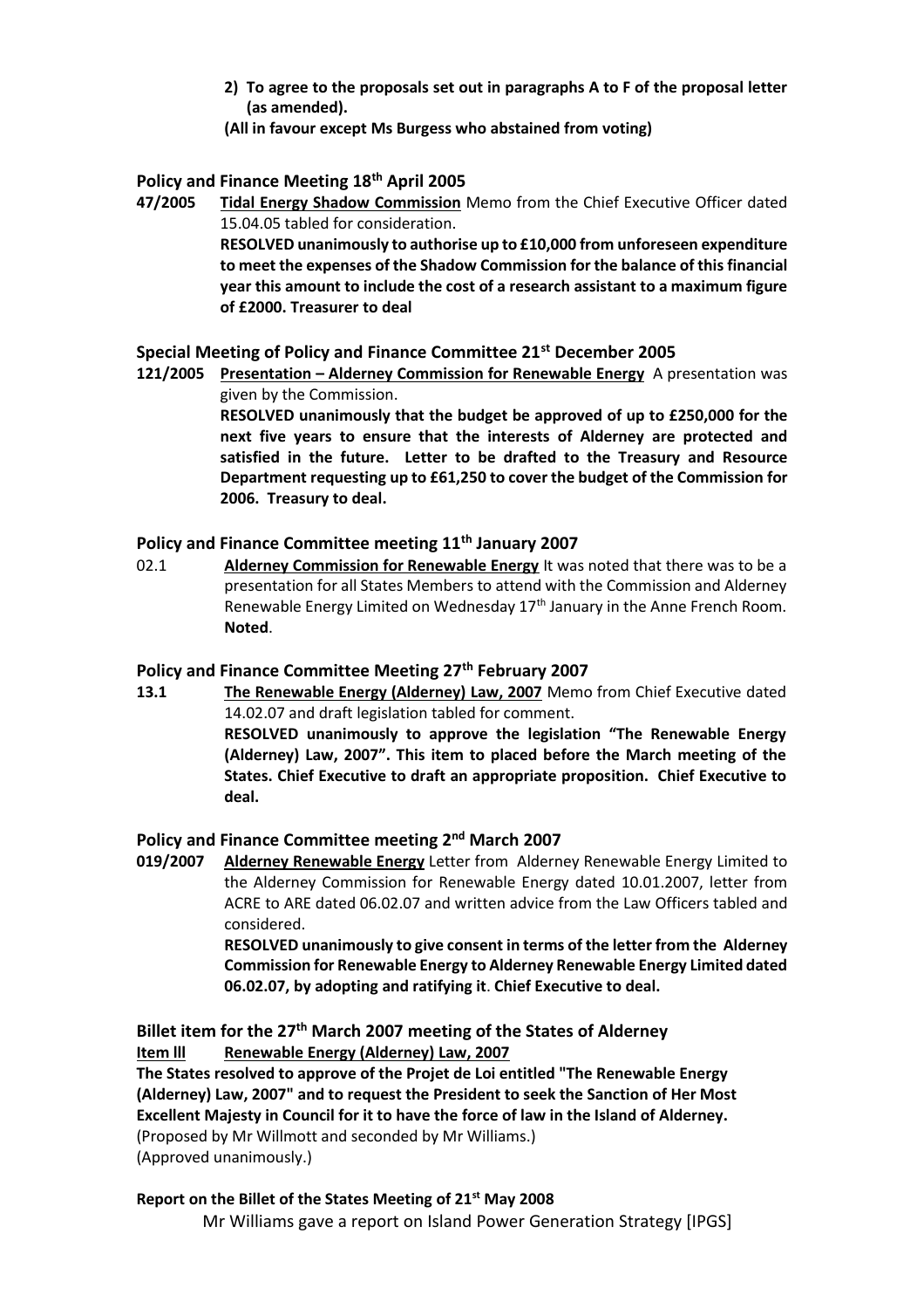**2) To agree to the proposals set out in paragraphs A to F of the proposal letter (as amended).**

**(All in favour except Ms Burgess who abstained from voting)**

### Policy and Finance Meeting 18th April 2005

**47/2005** **Tidal Energy Shadow Commission** Memo from the Chief Executive Officer dated 15.04.05 tabled for consideration.

**RESOLVED unanimously to authorise up to £10,000 from unforeseen expenditure to meet the expenses of the Shadow Commission for the balance of this financial year this amount to include the cost of a research assistant to a maximum figure of £2000. Treasurer to deal**

### Special Meeting of Policy and Finance Committee 21st December 2005

**121/2005** **Presentation – Alderney Commission for Renewable Energy** A presentation was given by the Commission.

**RESOLVED unanimously that the budget be approved of up to £250,000 for the next five years to ensure that the interests of Alderney are protected and satisfied in the future. Letter to be drafted to the Treasury and Resource Department requesting up to £61,250 to cover the budget of the Commission for 2006. Treasury to deal.**

### Policy and Finance Committee meeting 11th January 2007

02.1 **Alderney Commission for Renewable Energy** It was noted that there was to be a presentation for all States Members to attend with the Commission and Alderney Renewable Energy Limited on Wednesday 17th January in the Anne French Room. **Noted**.

### Policy and Finance Committee Meeting 27th February 2007

**13.1** **The Renewable Energy (Alderney) Law, 2007** Memo from Chief Executive dated 14.02.07 and draft legislation tabled for comment.

**RESOLVED unanimously to approve the legislation "The Renewable Energy (Alderney) Law, 2007". This item to placed before the March meeting of the States. Chief Executive to draft an appropriate proposition. Chief Executive to deal.**

### Policy and Finance Committee meeting 2nd March 2007

**019/2007** **Alderney Renewable Energy** Letter from Alderney Renewable Energy Limited to the Alderney Commission for Renewable Energy dated 10.01.2007, letter from ACRE to ARE dated 06.02.07 and written advice from the Law Officers tabled and considered.

**RESOLVED unanimously to give consent in terms of the letter from the Alderney Commission for Renewable Energy to Alderney Renewable Energy Limited dated 06.02.07, by adopting and ratifying it**. **Chief Executive to deal.**

### Billet item for the 27th March 2007 meeting of the States of Alderney

**Item lll** **Renewable Energy (Alderney) Law, 2007**

**The States resolved to approve of the Projet de Loi entitled "The Renewable Energy (Alderney) Law, 2007" and to request the President to seek the Sanction of Her Most Excellent Majesty in Council for it to have the force of law in the Island of Alderney.**
(Proposed by Mr Willmott and seconded by Mr Williams.)
(Approved unanimously.)

### Report on the Billet of the States Meeting of 21st May 2008

Mr Williams gave a report on Island Power Generation Strategy [IPGS]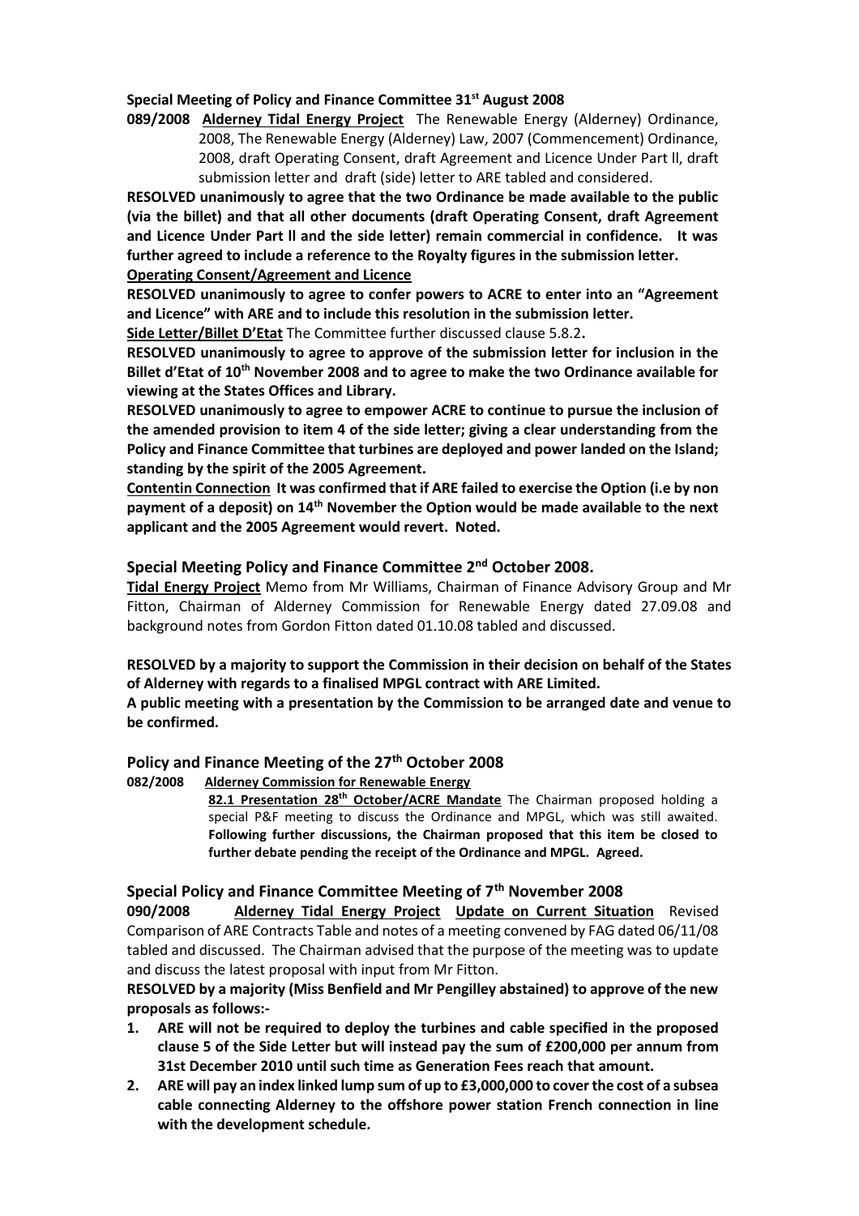**Special Meeting of Policy and Finance Committee 31st August 2008**

**089/2008** **Alderney Tidal Energy Project** The Renewable Energy (Alderney) Ordinance, 2008, The Renewable Energy (Alderney) Law, 2007 (Commencement) Ordinance, 2008, draft Operating Consent, draft Agreement and Licence Under Part ll, draft submission letter and draft (side) letter to ARE tabled and considered.

**RESOLVED unanimously to agree that the two Ordinance be made available to the public (via the billet) and that all other documents (draft Operating Consent, draft Agreement and Licence Under Part ll and the side letter) remain commercial in confidence. It was further agreed to include a reference to the Royalty figures in the submission letter.**

**Operating Consent/Agreement and Licence**

**RESOLVED unanimously to agree to confer powers to ACRE to enter into an "Agreement and Licence" with ARE and to include this resolution in the submission letter.**

**Side Letter/Billet D'Etat** The Committee further discussed clause 5.8.2**.**

**RESOLVED unanimously to agree to approve of the submission letter for inclusion in the Billet d'Etat of 10th November 2008 and to agree to make the two Ordinance available for viewing at the States Offices and Library.**

**RESOLVED unanimously to agree to empower ACRE to continue to pursue the inclusion of the amended provision to item 4 of the side letter; giving a clear understanding from the Policy and Finance Committee that turbines are deployed and power landed on the Island; standing by the spirit of the 2005 Agreement.**

**Contentin Connection It was confirmed that if ARE failed to exercise the Option (i.e by non payment of a deposit) on 14th November the Option would be made available to the next applicant and the 2005 Agreement would revert. Noted.**

## Special Meeting Policy and Finance Committee 2nd October 2008.

**Tidal Energy Project** Memo from Mr Williams, Chairman of Finance Advisory Group and Mr Fitton, Chairman of Alderney Commission for Renewable Energy dated 27.09.08 and background notes from Gordon Fitton dated 01.10.08 tabled and discussed.

**RESOLVED by a majority to support the Commission in their decision on behalf of the States of Alderney with regards to a finalised MPGL contract with ARE Limited.**

**A public meeting with a presentation by the Commission to be arranged date and venue to be confirmed.**

## Policy and Finance Meeting of the 27th October 2008

**082/2008** **Alderney Commission for Renewable Energy**

**82.1 Presentation 28th October/ACRE Mandate** The Chairman proposed holding a special P&F meeting to discuss the Ordinance and MPGL, which was still awaited. **Following further discussions, the Chairman proposed that this item be closed to further debate pending the receipt of the Ordinance and MPGL. Agreed.**

## Special Policy and Finance Committee Meeting of 7th November 2008

**090/2008** **Alderney Tidal Energy Project Update on Current Situation** Revised Comparison of ARE Contracts Table and notes of a meeting convened by FAG dated 06/11/08 tabled and discussed. The Chairman advised that the purpose of the meeting was to update and discuss the latest proposal with input from Mr Fitton.

**RESOLVED by a majority (Miss Benfield and Mr Pengilley abstained) to approve of the new proposals as follows:-**

1. **ARE will not be required to deploy the turbines and cable specified in the proposed clause 5 of the Side Letter but will instead pay the sum of £200,000 per annum from 31st December 2010 until such time as Generation Fees reach that amount.**
2. **ARE will pay an index linked lump sum of up to £3,000,000 to cover the cost of a subsea cable connecting Alderney to the offshore power station French connection in line with the development schedule.**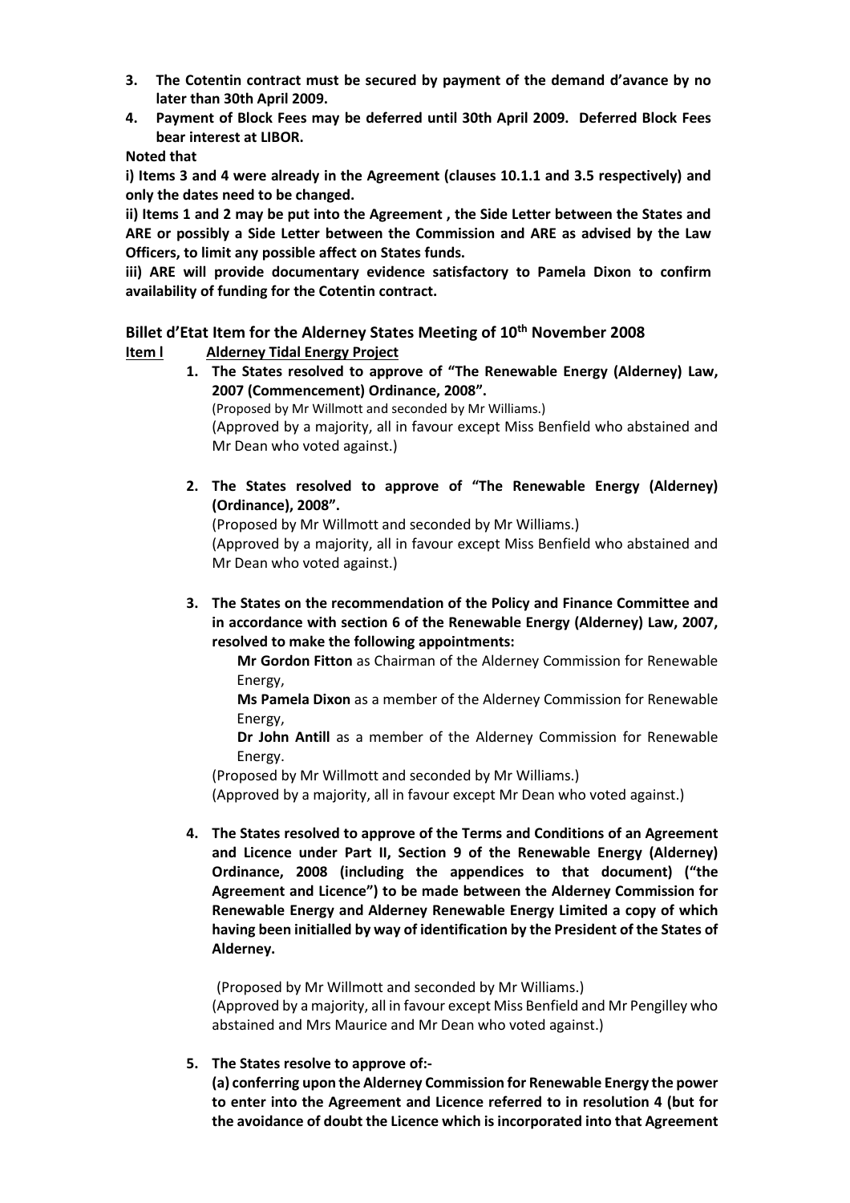3. **The Cotentin contract must be secured by payment of the demand d'avance by no later than 30th April 2009.**
4. **Payment of Block Fees may be deferred until 30th April 2009. Deferred Block Fees bear interest at LIBOR.**

**Noted that**

**i) Items 3 and 4 were already in the Agreement (clauses 10.1.1 and 3.5 respectively) and only the dates need to be changed.**

**ii) Items 1 and 2 may be put into the Agreement , the Side Letter between the States and ARE or possibly a Side Letter between the Commission and ARE as advised by the Law Officers, to limit any possible affect on States funds.**

**iii) ARE will provide documentary evidence satisfactory to Pamela Dixon to confirm availability of funding for the Cotentin contract.**

## Billet d'Etat Item for the Alderney States Meeting of 10th November 2008

**Item l** **Alderney Tidal Energy Project**

1. **The States resolved to approve of "The Renewable Energy (Alderney) Law, 2007 (Commencement) Ordinance, 2008".**
   (Proposed by Mr Willmott and seconded by Mr Williams.)
   (Approved by a majority, all in favour except Miss Benfield who abstained and Mr Dean who voted against.)

2. **The States resolved to approve of "The Renewable Energy (Alderney) (Ordinance), 2008".**
   (Proposed by Mr Willmott and seconded by Mr Williams.)
   (Approved by a majority, all in favour except Miss Benfield who abstained and Mr Dean who voted against.)

3. **The States on the recommendation of the Policy and Finance Committee and in accordance with section 6 of the Renewable Energy (Alderney) Law, 2007, resolved to make the following appointments:**

   **Mr Gordon Fitton** as Chairman of the Alderney Commission for Renewable Energy,

   **Ms Pamela Dixon** as a member of the Alderney Commission for Renewable Energy,

   **Dr John Antill** as a member of the Alderney Commission for Renewable Energy.

   (Proposed by Mr Willmott and seconded by Mr Williams.)
   (Approved by a majority, all in favour except Mr Dean who voted against.)

4. **The States resolved to approve of the Terms and Conditions of an Agreement and Licence under Part II, Section 9 of the Renewable Energy (Alderney) Ordinance, 2008 (including the appendices to that document) ("the Agreement and Licence") to be made between the Alderney Commission for Renewable Energy and Alderney Renewable Energy Limited a copy of which having been initialled by way of identification by the President of the States of Alderney.**

   (Proposed by Mr Willmott and seconded by Mr Williams.)
   (Approved by a majority, all in favour except Miss Benfield and Mr Pengilley who abstained and Mrs Maurice and Mr Dean who voted against.)

5. **The States resolve to approve of:-**

   **(a) conferring upon the Alderney Commission for Renewable Energy the power to enter into the Agreement and Licence referred to in resolution 4 (but for the avoidance of doubt the Licence which is incorporated into that Agreement**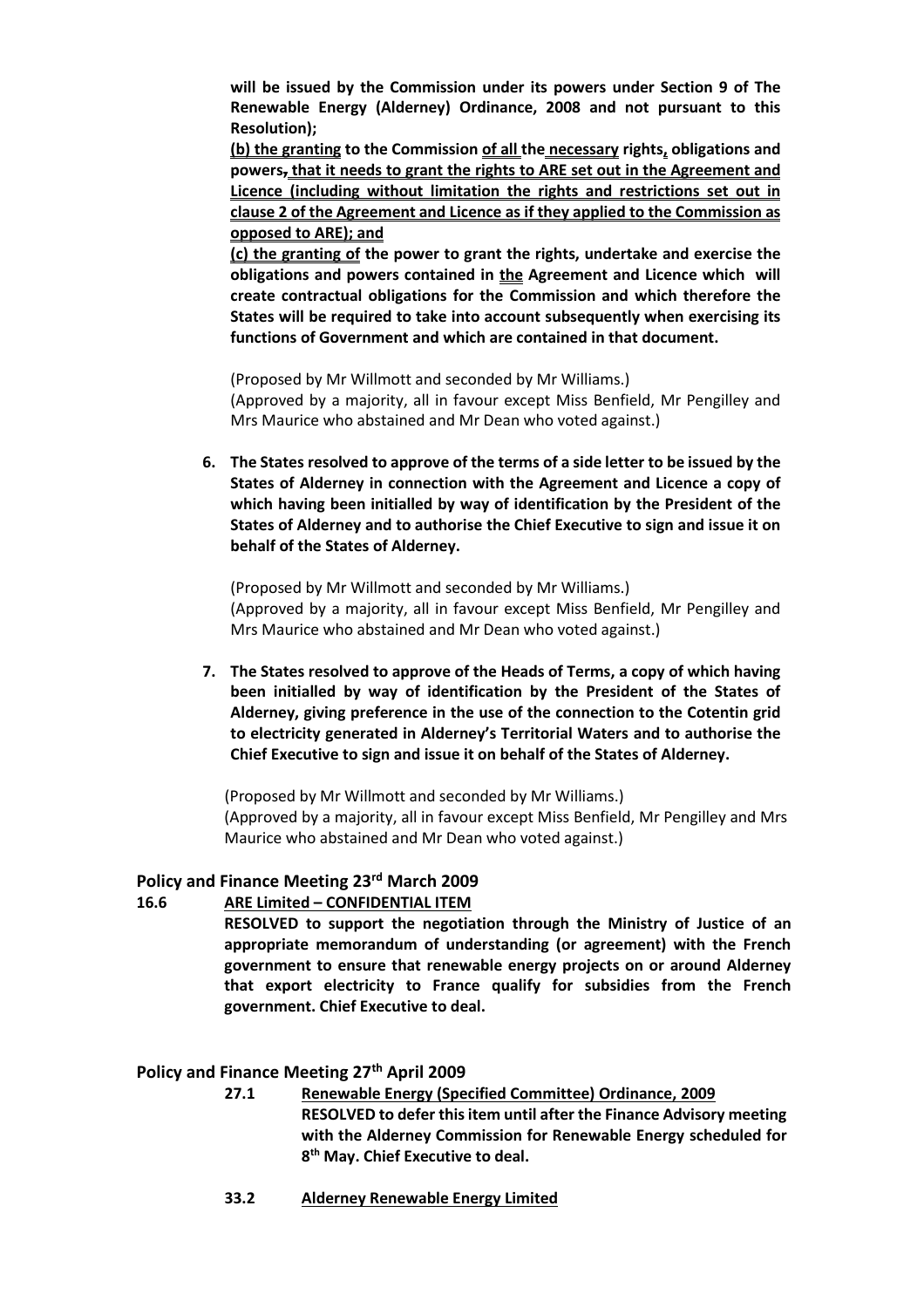**will be issued by the Commission under its powers under Section 9 of The Renewable Energy (Alderney) Ordinance, 2008 and not pursuant to this Resolution);**

**(b) the granting to the Commission of all the necessary rights, obligations and powers, that it needs to grant the rights to ARE set out in the Agreement and Licence (including without limitation the rights and restrictions set out in clause 2 of the Agreement and Licence as if they applied to the Commission as opposed to ARE); and**

**(c) the granting of the power to grant the rights, undertake and exercise the obligations and powers contained in the Agreement and Licence which will create contractual obligations for the Commission and which therefore the States will be required to take into account subsequently when exercising its functions of Government and which are contained in that document.**

(Proposed by Mr Willmott and seconded by Mr Williams.)
(Approved by a majority, all in favour except Miss Benfield, Mr Pengilley and Mrs Maurice who abstained and Mr Dean who voted against.)

6. **The States resolved to approve of the terms of a side letter to be issued by the States of Alderney in connection with the Agreement and Licence a copy of which having been initialled by way of identification by the President of the States of Alderney and to authorise the Chief Executive to sign and issue it on behalf of the States of Alderney.**

   (Proposed by Mr Willmott and seconded by Mr Williams.)
   (Approved by a majority, all in favour except Miss Benfield, Mr Pengilley and Mrs Maurice who abstained and Mr Dean who voted against.)

7. **The States resolved to approve of the Heads of Terms, a copy of which having been initialled by way of identification by the President of the States of Alderney, giving preference in the use of the connection to the Cotentin grid to electricity generated in Alderney's Territorial Waters and to authorise the Chief Executive to sign and issue it on behalf of the States of Alderney.**

   (Proposed by Mr Willmott and seconded by Mr Williams.)
   (Approved by a majority, all in favour except Miss Benfield, Mr Pengilley and Mrs Maurice who abstained and Mr Dean who voted against.)

## Policy and Finance Meeting 23rd March 2009

**16.6 ARE Limited – CONFIDENTIAL ITEM**

**RESOLVED to support the negotiation through the Ministry of Justice of an appropriate memorandum of understanding (or agreement) with the French government to ensure that renewable energy projects on or around Alderney that export electricity to France qualify for subsidies from the French government. Chief Executive to deal.**

## Policy and Finance Meeting 27th April 2009

**27.1 Renewable Energy (Specified Committee) Ordinance, 2009**

**RESOLVED to defer this item until after the Finance Advisory meeting with the Alderney Commission for Renewable Energy scheduled for 8th May. Chief Executive to deal.**

**33.2 Alderney Renewable Energy Limited**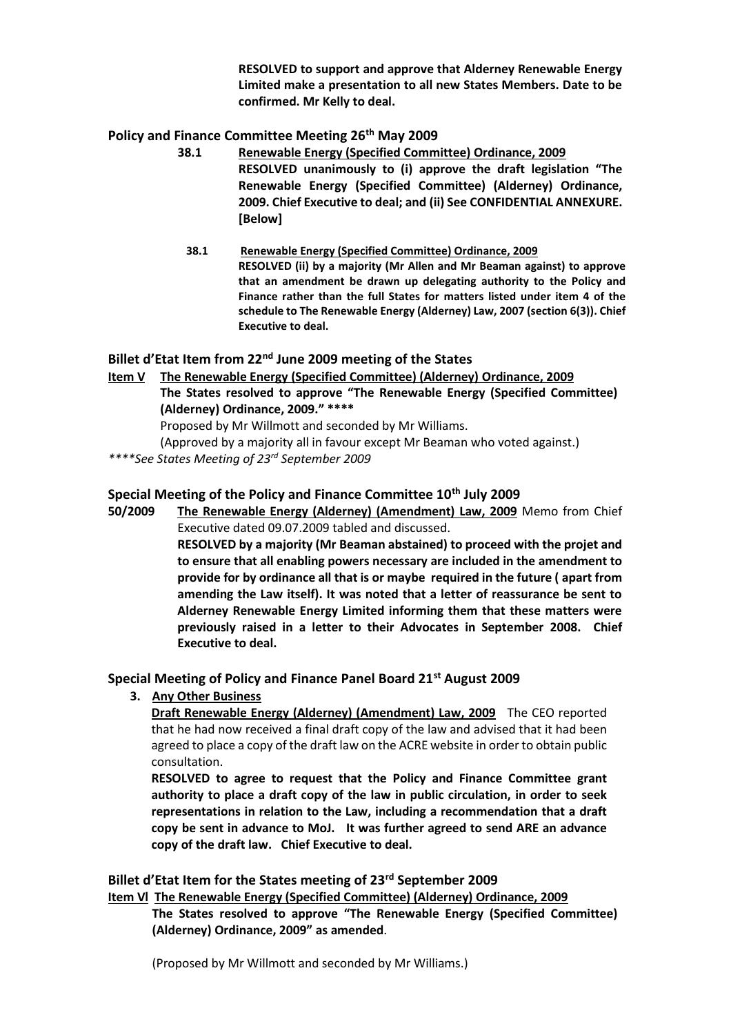**RESOLVED to support and approve that Alderney Renewable Energy Limited make a presentation to all new States Members. Date to be confirmed. Mr Kelly to deal.**

### Policy and Finance Committee Meeting 26th May 2009

**38.1** **Renewable Energy (Specified Committee) Ordinance, 2009**
**RESOLVED unanimously to (i) approve the draft legislation "The Renewable Energy (Specified Committee) (Alderney) Ordinance, 2009. Chief Executive to deal; and (ii) See CONFIDENTIAL ANNEXURE. [Below]**

**38.1** **Renewable Energy (Specified Committee) Ordinance, 2009**
**RESOLVED (ii) by a majority (Mr Allen and Mr Beaman against) to approve that an amendment be drawn up delegating authority to the Policy and Finance rather than the full States for matters listed under item 4 of the schedule to The Renewable Energy (Alderney) Law, 2007 (section 6(3)). Chief Executive to deal.**

### Billet d'Etat Item from 22nd June 2009 meeting of the States

**Item V** **The Renewable Energy (Specified Committee) (Alderney) Ordinance, 2009**
**The States resolved to approve "The Renewable Energy (Specified Committee) (Alderney) Ordinance, 2009." ****

Proposed by Mr Willmott and seconded by Mr Williams.

(Approved by a majority all in favour except Mr Beaman who voted against.)

*****See States Meeting of 23rd September 2009*

### Special Meeting of the Policy and Finance Committee 10th July 2009

**50/2009** **The Renewable Energy (Alderney) (Amendment) Law, 2009** Memo from Chief Executive dated 09.07.2009 tabled and discussed.
**RESOLVED by a majority (Mr Beaman abstained) to proceed with the projet and to ensure that all enabling powers necessary are included in the amendment to provide for by ordinance all that is or maybe required in the future ( apart from amending the Law itself). It was noted that a letter of reassurance be sent to Alderney Renewable Energy Limited informing them that these matters were previously raised in a letter to their Advocates in September 2008. Chief Executive to deal.**

### Special Meeting of Policy and Finance Panel Board 21st August 2009

3. **Any Other Business**

**Draft Renewable Energy (Alderney) (Amendment) Law, 2009** The CEO reported that he had now received a final draft copy of the law and advised that it had been agreed to place a copy of the draft law on the ACRE website in order to obtain public consultation.

**RESOLVED to agree to request that the Policy and Finance Committee grant authority to place a draft copy of the law in public circulation, in order to seek representations in relation to the Law, including a recommendation that a draft copy be sent in advance to MoJ. It was further agreed to send ARE an advance copy of the draft law. Chief Executive to deal.**

### Billet d'Etat Item for the States meeting of 23rd September 2009

**Item Vl** **The Renewable Energy (Specified Committee) (Alderney) Ordinance, 2009**
**The States resolved to approve "The Renewable Energy (Specified Committee) (Alderney) Ordinance, 2009" as amended**.

(Proposed by Mr Willmott and seconded by Mr Williams.)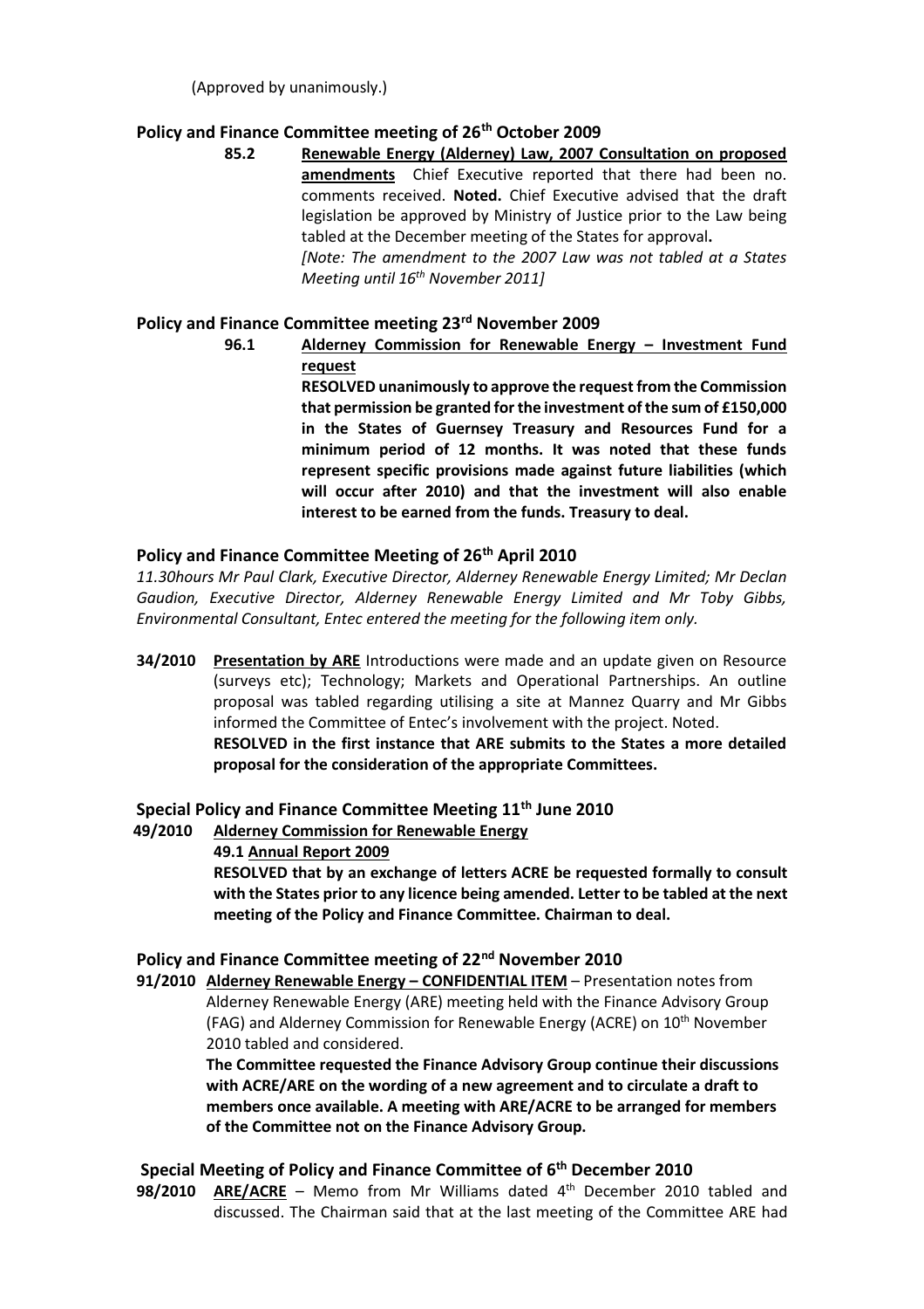(Approved by unanimously.)

### Policy and Finance Committee meeting of 26th October 2009

**85.2** **<u>Renewable Energy (Alderney) Law, 2007 Consultation on proposed amendments</u>** Chief Executive reported that there had been no. comments received. **Noted.** Chief Executive advised that the draft legislation be approved by Ministry of Justice prior to the Law being tabled at the December meeting of the States for approval**.**

*[Note: The amendment to the 2007 Law was not tabled at a States Meeting until 16th November 2011]*

### Policy and Finance Committee meeting 23rd November 2009

**96.1** **<u>Alderney Commission for Renewable Energy – Investment Fund request</u>**

**RESOLVED unanimously to approve the request from the Commission that permission be granted for the investment of the sum of £150,000 in the States of Guernsey Treasury and Resources Fund for a minimum period of 12 months. It was noted that these funds represent specific provisions made against future liabilities (which will occur after 2010) and that the investment will also enable interest to be earned from the funds. Treasury to deal.**

### Policy and Finance Committee Meeting of 26th April 2010

*11.30hours Mr Paul Clark, Executive Director, Alderney Renewable Energy Limited; Mr Declan Gaudion, Executive Director, Alderney Renewable Energy Limited and Mr Toby Gibbs, Environmental Consultant, Entec entered the meeting for the following item only.*

**34/2010** **<u>Presentation by ARE</u>** Introductions were made and an update given on Resource (surveys etc); Technology; Markets and Operational Partnerships. An outline proposal was tabled regarding utilising a site at Mannez Quarry and Mr Gibbs informed the Committee of Entec's involvement with the project. Noted.

**RESOLVED in the first instance that ARE submits to the States a more detailed proposal for the consideration of the appropriate Committees.**

### Special Policy and Finance Committee Meeting 11th June 2010

**49/2010** **<u>Alderney Commission for Renewable Energy</u>**

**<u>49.1 Annual Report 2009</u>**

**RESOLVED that by an exchange of letters ACRE be requested formally to consult with the States prior to any licence being amended. Letter to be tabled at the next meeting of the Policy and Finance Committee. Chairman to deal.**

### Policy and Finance Committee meeting of 22nd November 2010

**91/2010** **<u>Alderney Renewable Energy – CONFIDENTIAL ITEM</u>** – Presentation notes from Alderney Renewable Energy (ARE) meeting held with the Finance Advisory Group (FAG) and Alderney Commission for Renewable Energy (ACRE) on 10th November 2010 tabled and considered.

**The Committee requested the Finance Advisory Group continue their discussions with ACRE/ARE on the wording of a new agreement and to circulate a draft to members once available. A meeting with ARE/ACRE to be arranged for members of the Committee not on the Finance Advisory Group.**

### Special Meeting of Policy and Finance Committee of 6th December 2010

**98/2010** **<u>ARE/ACRE</u>** – Memo from Mr Williams dated 4th December 2010 tabled and discussed. The Chairman said that at the last meeting of the Committee ARE had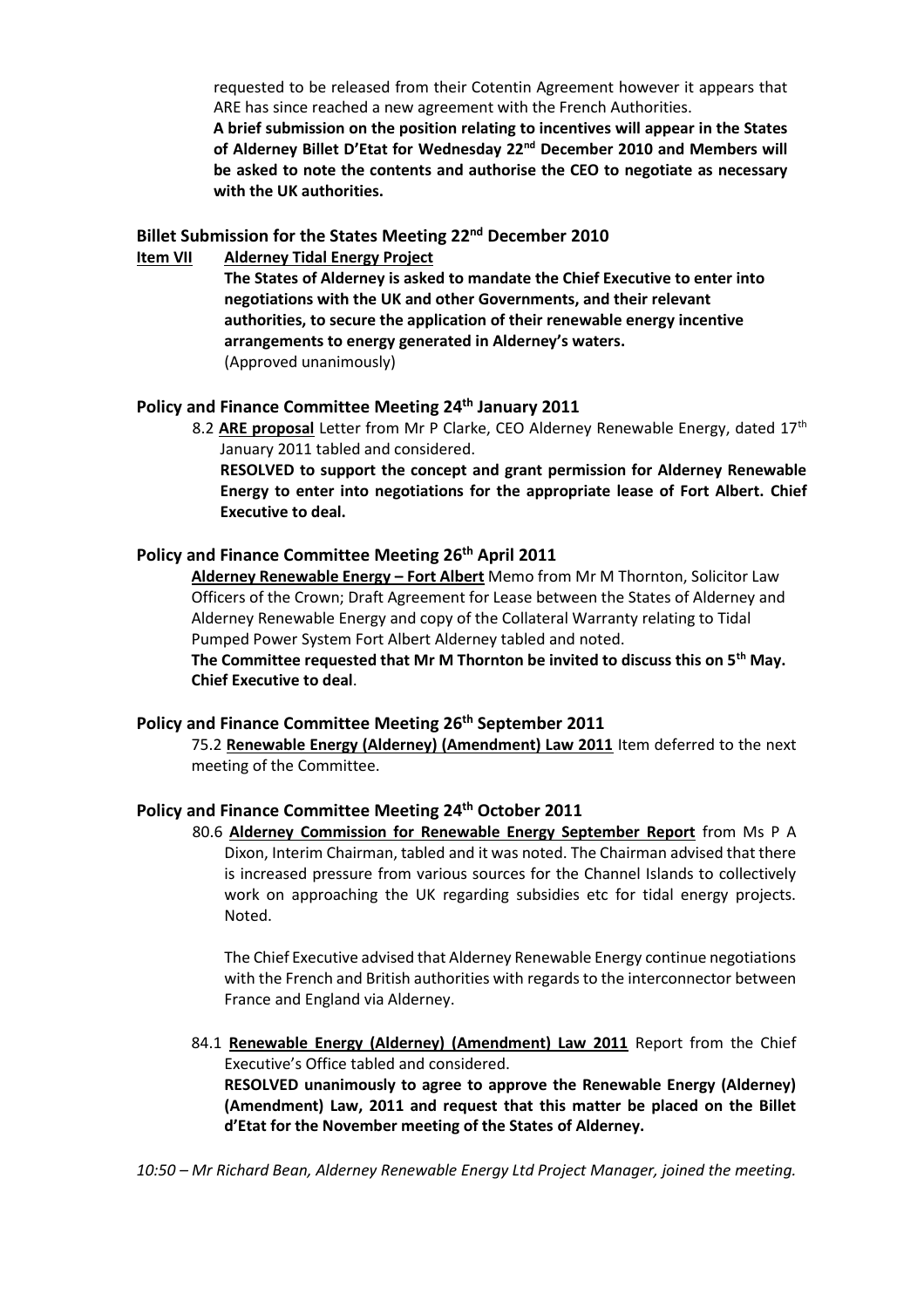requested to be released from their Cotentin Agreement however it appears that ARE has since reached a new agreement with the French Authorities.

**A brief submission on the position relating to incentives will appear in the States of Alderney Billet D'Etat for Wednesday 22nd December 2010 and Members will be asked to note the contents and authorise the CEO to negotiate as necessary with the UK authorities.**

## Billet Submission for the States Meeting 22nd December 2010

**Item VII** **Alderney Tidal Energy Project**

**The States of Alderney is asked to mandate the Chief Executive to enter into negotiations with the UK and other Governments, and their relevant authorities, to secure the application of their renewable energy incentive arrangements to energy generated in Alderney's waters.**
(Approved unanimously)

## Policy and Finance Committee Meeting 24th January 2011

8.2 **ARE proposal** Letter from Mr P Clarke, CEO Alderney Renewable Energy, dated 17th January 2011 tabled and considered.
**RESOLVED to support the concept and grant permission for Alderney Renewable Energy to enter into negotiations for the appropriate lease of Fort Albert. Chief Executive to deal.**

## Policy and Finance Committee Meeting 26th April 2011

**Alderney Renewable Energy – Fort Albert** Memo from Mr M Thornton, Solicitor Law Officers of the Crown; Draft Agreement for Lease between the States of Alderney and Alderney Renewable Energy and copy of the Collateral Warranty relating to Tidal Pumped Power System Fort Albert Alderney tabled and noted.
**The Committee requested that Mr M Thornton be invited to discuss this on 5th May. Chief Executive to deal**.

## Policy and Finance Committee Meeting 26th September 2011

75.2 **Renewable Energy (Alderney) (Amendment) Law 2011** Item deferred to the next meeting of the Committee.

## Policy and Finance Committee Meeting 24th October 2011

80.6 **Alderney Commission for Renewable Energy September Report** from Ms P A Dixon, Interim Chairman, tabled and it was noted. The Chairman advised that there is increased pressure from various sources for the Channel Islands to collectively work on approaching the UK regarding subsidies etc for tidal energy projects. Noted.

The Chief Executive advised that Alderney Renewable Energy continue negotiations with the French and British authorities with regards to the interconnector between France and England via Alderney.

84.1 **Renewable Energy (Alderney) (Amendment) Law 2011** Report from the Chief Executive's Office tabled and considered.
**RESOLVED unanimously to agree to approve the Renewable Energy (Alderney) (Amendment) Law, 2011 and request that this matter be placed on the Billet d'Etat for the November meeting of the States of Alderney.**

*10:50 – Mr Richard Bean, Alderney Renewable Energy Ltd Project Manager, joined the meeting.*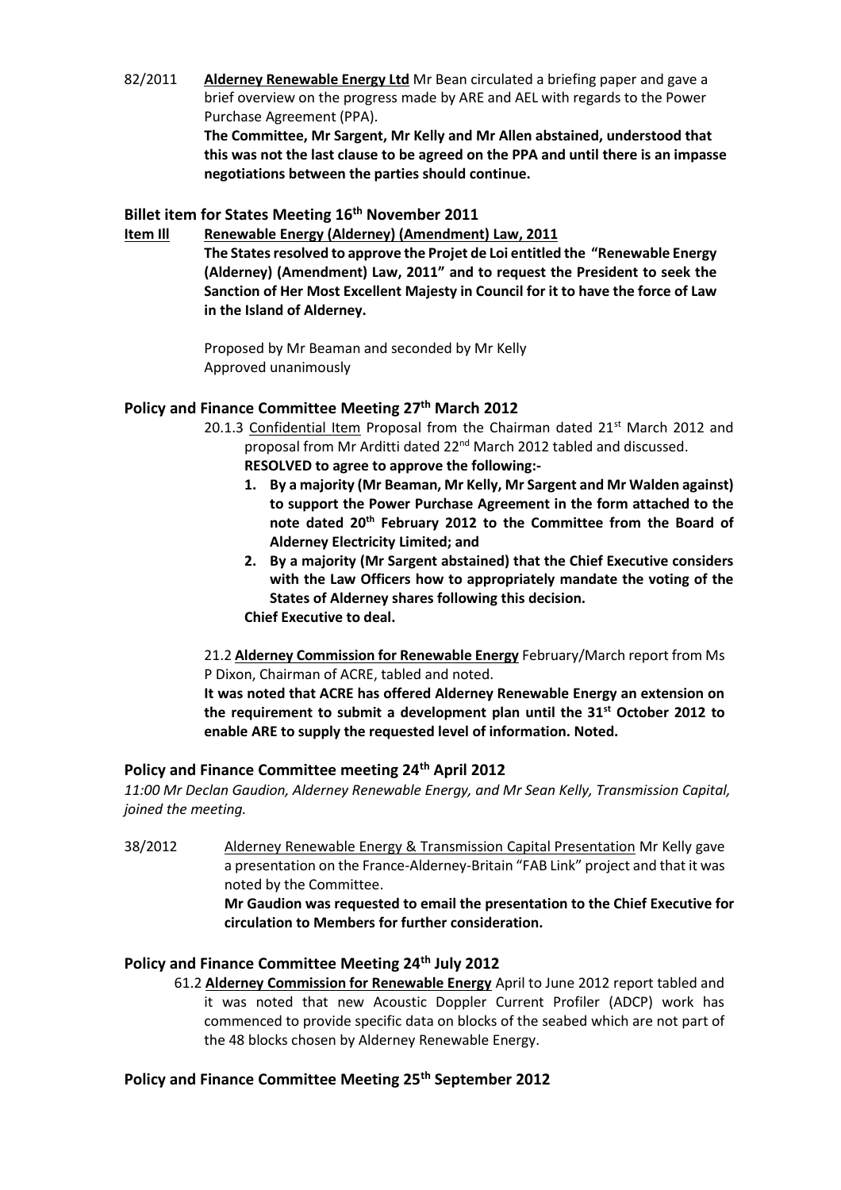82/2011 **Alderney Renewable Energy Ltd** Mr Bean circulated a briefing paper and gave a brief overview on the progress made by ARE and AEL with regards to the Power Purchase Agreement (PPA).

**The Committee, Mr Sargent, Mr Kelly and Mr Allen abstained, understood that this was not the last clause to be agreed on the PPA and until there is an impasse negotiations between the parties should continue.**

## Billet item for States Meeting 16th November 2011

**Item lll** **Renewable Energy (Alderney) (Amendment) Law, 2011**

**The States resolved to approve the Projet de Loi entitled the "Renewable Energy (Alderney) (Amendment) Law, 2011" and to request the President to seek the Sanction of Her Most Excellent Majesty in Council for it to have the force of Law in the Island of Alderney.**

Proposed by Mr Beaman and seconded by Mr Kelly
Approved unanimously

## Policy and Finance Committee Meeting 27th March 2012

20.1.3 Confidential Item Proposal from the Chairman dated 21st March 2012 and proposal from Mr Arditti dated 22nd March 2012 tabled and discussed.

**RESOLVED to agree to approve the following:-**

1. **By a majority (Mr Beaman, Mr Kelly, Mr Sargent and Mr Walden against) to support the Power Purchase Agreement in the form attached to the note dated 20th February 2012 to the Committee from the Board of Alderney Electricity Limited; and**
2. **By a majority (Mr Sargent abstained) that the Chief Executive considers with the Law Officers how to appropriately mandate the voting of the States of Alderney shares following this decision.**

**Chief Executive to deal.**

21.2 **Alderney Commission for Renewable Energy** February/March report from Ms P Dixon, Chairman of ACRE, tabled and noted.

**It was noted that ACRE has offered Alderney Renewable Energy an extension on the requirement to submit a development plan until the 31st October 2012 to enable ARE to supply the requested level of information. Noted.**

## Policy and Finance Committee meeting 24th April 2012

*11:00 Mr Declan Gaudion, Alderney Renewable Energy, and Mr Sean Kelly, Transmission Capital, joined the meeting.*

38/2012 Alderney Renewable Energy & Transmission Capital Presentation Mr Kelly gave a presentation on the France-Alderney-Britain "FAB Link" project and that it was noted by the Committee.

**Mr Gaudion was requested to email the presentation to the Chief Executive for circulation to Members for further consideration.**

## Policy and Finance Committee Meeting 24th July 2012

61.2 **Alderney Commission for Renewable Energy** April to June 2012 report tabled and it was noted that new Acoustic Doppler Current Profiler (ADCP) work has commenced to provide specific data on blocks of the seabed which are not part of the 48 blocks chosen by Alderney Renewable Energy.

## Policy and Finance Committee Meeting 25th September 2012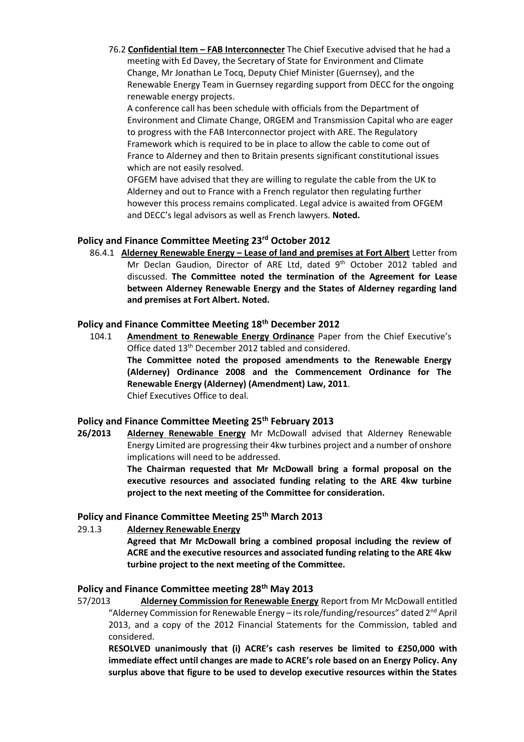76.2 **Confidential Item – FAB Interconnecter** The Chief Executive advised that he had a meeting with Ed Davey, the Secretary of State for Environment and Climate Change, Mr Jonathan Le Tocq, Deputy Chief Minister (Guernsey), and the Renewable Energy Team in Guernsey regarding support from DECC for the ongoing renewable energy projects.

A conference call has been schedule with officials from the Department of Environment and Climate Change, ORGEM and Transmission Capital who are eager to progress with the FAB Interconnector project with ARE. The Regulatory Framework which is required to be in place to allow the cable to come out of France to Alderney and then to Britain presents significant constitutional issues which are not easily resolved.

OFGEM have advised that they are willing to regulate the cable from the UK to Alderney and out to France with a French regulator then regulating further however this process remains complicated. Legal advice is awaited from OFGEM and DECC's legal advisors as well as French lawyers. **Noted.**

## Policy and Finance Committee Meeting 23rd October 2012

86.4.1 **Alderney Renewable Energy – Lease of land and premises at Fort Albert** Letter from Mr Declan Gaudion, Director of ARE Ltd, dated 9th October 2012 tabled and discussed. **The Committee noted the termination of the Agreement for Lease between Alderney Renewable Energy and the States of Alderney regarding land and premises at Fort Albert. Noted.**

## Policy and Finance Committee Meeting 18th December 2012

104.1 **Amendment to Renewable Energy Ordinance** Paper from the Chief Executive's Office dated 13th December 2012 tabled and considered.

**The Committee noted the proposed amendments to the Renewable Energy (Alderney) Ordinance 2008 and the Commencement Ordinance for The Renewable Energy (Alderney) (Amendment) Law, 2011**.

Chief Executives Office to deal.

## Policy and Finance Committee Meeting 25th February 2013

**26/2013** **Alderney Renewable Energy** Mr McDowall advised that Alderney Renewable Energy Limited are progressing their 4kw turbines project and a number of onshore implications will need to be addressed.

**The Chairman requested that Mr McDowall bring a formal proposal on the executive resources and associated funding relating to the ARE 4kw turbine project to the next meeting of the Committee for consideration.**

## Policy and Finance Committee Meeting 25th March 2013

29.1.3 **Alderney Renewable Energy**

**Agreed that Mr McDowall bring a combined proposal including the review of ACRE and the executive resources and associated funding relating to the ARE 4kw turbine project to the next meeting of the Committee.**

## Policy and Finance Committee meeting 28th May 2013

57/2013 **Alderney Commission for Renewable Energy** Report from Mr McDowall entitled "Alderney Commission for Renewable Energy – its role/funding/resources" dated 2nd April 2013, and a copy of the 2012 Financial Statements for the Commission, tabled and considered.

**RESOLVED unanimously that (i) ACRE's cash reserves be limited to £250,000 with immediate effect until changes are made to ACRE's role based on an Energy Policy. Any surplus above that figure to be used to develop executive resources within the States**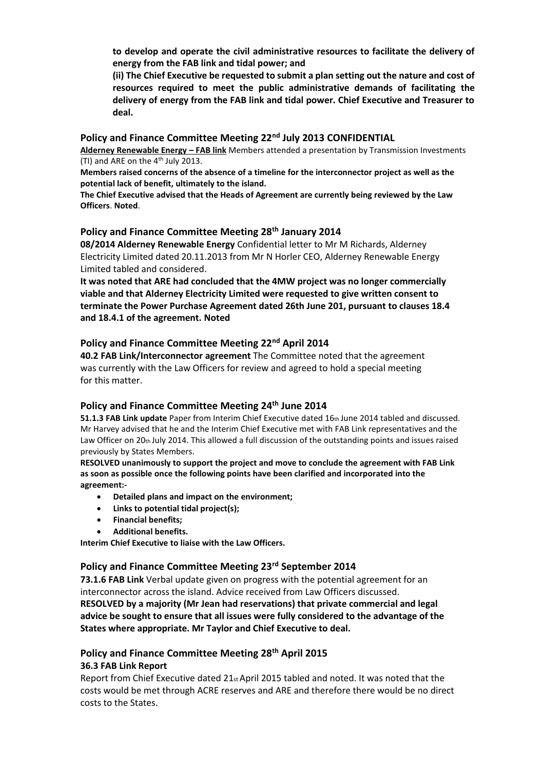**to develop and operate the civil administrative resources to facilitate the delivery of energy from the FAB link and tidal power; and**

**(ii) The Chief Executive be requested to submit a plan setting out the nature and cost of resources required to meet the public administrative demands of facilitating the delivery of energy from the FAB link and tidal power. Chief Executive and Treasurer to deal.**

### Policy and Finance Committee Meeting 22nd July 2013 CONFIDENTIAL

**Alderney Renewable Energy – FAB link** Members attended a presentation by Transmission Investments (TI) and ARE on the 4th July 2013.

**Members raised concerns of the absence of a timeline for the interconnector project as well as the potential lack of benefit, ultimately to the island.**

**The Chief Executive advised that the Heads of Agreement are currently being reviewed by the Law Officers**. **Noted**.

### Policy and Finance Committee Meeting 28th January 2014

**08/2014 Alderney Renewable Energy** Confidential letter to Mr M Richards, Alderney Electricity Limited dated 20.11.2013 from Mr N Horler CEO, Alderney Renewable Energy Limited tabled and considered.

**It was noted that ARE had concluded that the 4MW project was no longer commercially viable and that Alderney Electricity Limited were requested to give written consent to terminate the Power Purchase Agreement dated 26th June 201, pursuant to clauses 18.4 and 18.4.1 of the agreement. Noted**

### Policy and Finance Committee Meeting 22nd April 2014

**40.2 FAB Link/Interconnector agreement** The Committee noted that the agreement was currently with the Law Officers for review and agreed to hold a special meeting for this matter.

### Policy and Finance Committee Meeting 24th June 2014

**51.1.3 FAB Link update** Paper from Interim Chief Executive dated 16th June 2014 tabled and discussed. Mr Harvey advised that he and the Interim Chief Executive met with FAB Link representatives and the Law Officer on 20th July 2014. This allowed a full discussion of the outstanding points and issues raised previously by States Members.

**RESOLVED unanimously to support the project and move to conclude the agreement with FAB Link as soon as possible once the following points have been clarified and incorporated into the agreement:-**

- **Detailed plans and impact on the environment;**
- **Links to potential tidal project(s);**
- **Financial benefits;**
- **Additional benefits.**

**Interim Chief Executive to liaise with the Law Officers.**

### Policy and Finance Committee Meeting 23rd September 2014

**73.1.6 FAB Link** Verbal update given on progress with the potential agreement for an interconnector across the island. Advice received from Law Officers discussed.

**RESOLVED by a majority (Mr Jean had reservations) that private commercial and legal advice be sought to ensure that all issues were fully considered to the advantage of the States where appropriate. Mr Taylor and Chief Executive to deal.**

### Policy and Finance Committee Meeting 28th April 2015

**36.3 FAB Link Report**

Report from Chief Executive dated 21st April 2015 tabled and noted. It was noted that the costs would be met through ACRE reserves and ARE and therefore there would be no direct costs to the States.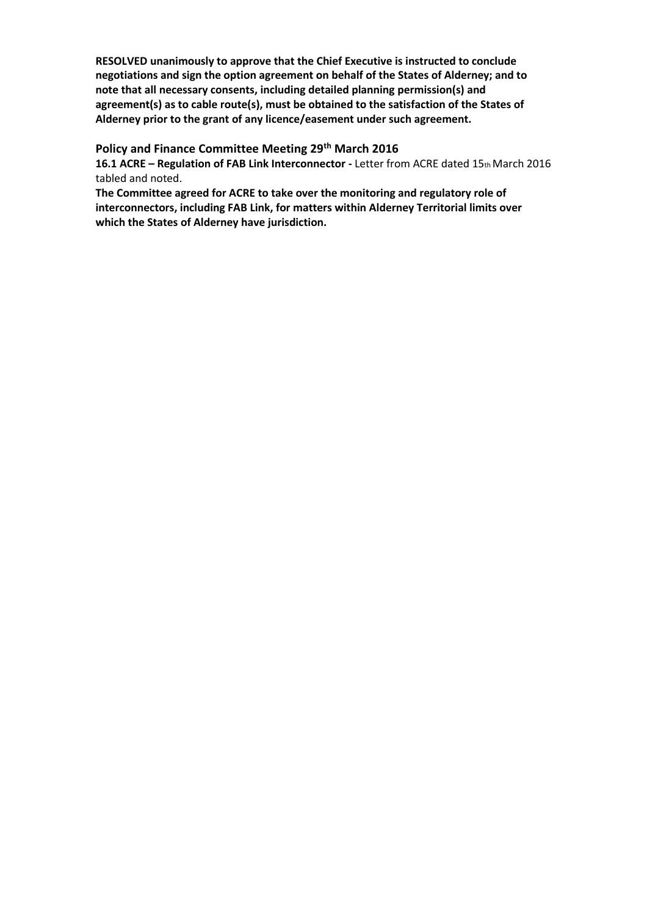**RESOLVED unanimously to approve that the Chief Executive is instructed to conclude negotiations and sign the option agreement on behalf of the States of Alderney; and to note that all necessary consents, including detailed planning permission(s) and agreement(s) as to cable route(s), must be obtained to the satisfaction of the States of Alderney prior to the grant of any licence/easement under such agreement.**

### Policy and Finance Committee Meeting 29th March 2016

**16.1 ACRE – Regulation of FAB Link Interconnector -** Letter from ACRE dated 15th March 2016 tabled and noted.

**The Committee agreed for ACRE to take over the monitoring and regulatory role of interconnectors, including FAB Link, for matters within Alderney Territorial limits over which the States of Alderney have jurisdiction.**